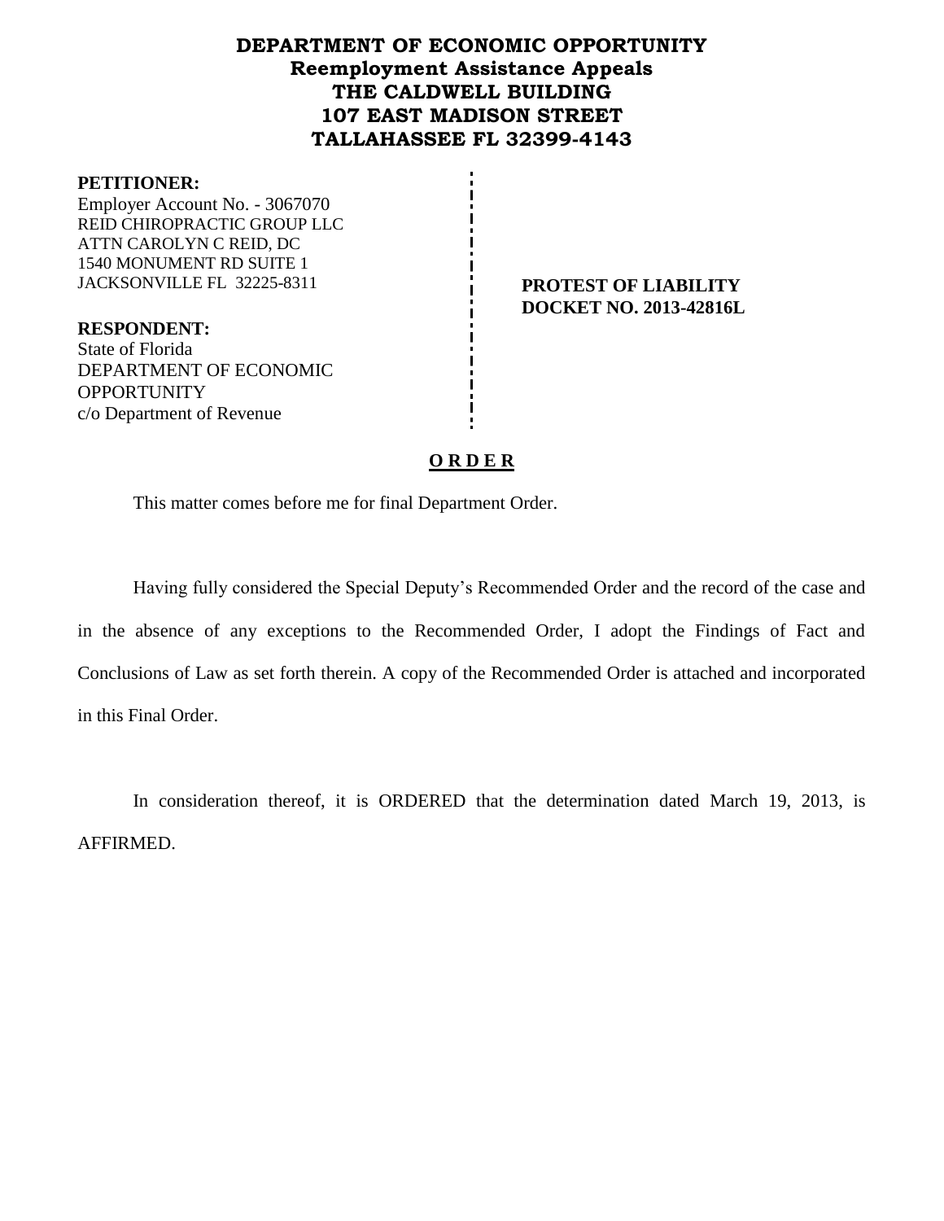# DEPARTMENT OF ECONOMIC OPPORTUNITY
## Reemployment Assistance Appeals
## THE CALDWELL BUILDING
## 107 EAST MADISON STREET
## TALLAHASSEE FL 32399-4143

**PETITIONER:**
Employer Account No. - 3067070
REID CHIROPRACTIC GROUP LLC
ATTN CAROLYN C REID, DC
1540 MONUMENT RD SUITE 1
JACKSONVILLE FL 32225-8311

**PROTEST OF LIABILITY**
**DOCKET NO. 2013-42816L**

**RESPONDENT:**
State of Florida
DEPARTMENT OF ECONOMIC OPPORTUNITY
c/o Department of Revenue

**O R D E R**

This matter comes before me for final Department Order.

Having fully considered the Special Deputy's Recommended Order and the record of the case and in the absence of any exceptions to the Recommended Order, I adopt the Findings of Fact and Conclusions of Law as set forth therein. A copy of the Recommended Order is attached and incorporated in this Final Order.

In consideration thereof, it is ORDERED that the determination dated March 19, 2013, is AFFIRMED.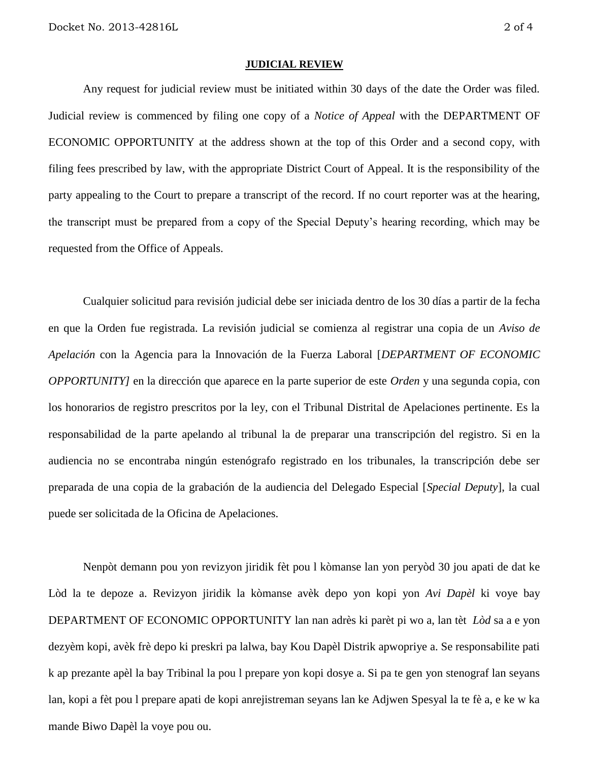## JUDICIAL REVIEW

Any request for judicial review must be initiated within 30 days of the date the Order was filed. Judicial review is commenced by filing one copy of a *Notice of Appeal* with the DEPARTMENT OF ECONOMIC OPPORTUNITY at the address shown at the top of this Order and a second copy, with filing fees prescribed by law, with the appropriate District Court of Appeal. It is the responsibility of the party appealing to the Court to prepare a transcript of the record. If no court reporter was at the hearing, the transcript must be prepared from a copy of the Special Deputy's hearing recording, which may be requested from the Office of Appeals.

Cualquier solicitud para revisión judicial debe ser iniciada dentro de los 30 días a partir de la fecha en que la Orden fue registrada. La revisión judicial se comienza al registrar una copia de un *Aviso de Apelación* con la Agencia para la Innovación de la Fuerza Laboral [*DEPARTMENT OF ECONOMIC OPPORTUNITY]* en la dirección que aparece en la parte superior de este *Orden* y una segunda copia, con los honorarios de registro prescritos por la ley, con el Tribunal Distrital de Apelaciones pertinente. Es la responsabilidad de la parte apelando al tribunal la de preparar una transcripción del registro. Si en la audiencia no se encontraba ningún estenógrafo registrado en los tribunales, la transcripción debe ser preparada de una copia de la grabación de la audiencia del Delegado Especial [*Special Deputy*], la cual puede ser solicitada de la Oficina de Apelaciones.

Nenpòt demann pou yon revizyon jiridik fèt pou l kòmanse lan yon peryòd 30 jou apati de dat ke Lòd la te depoze a. Revizyon jiridik la kòmanse avèk depo yon kopi yon *Avi Dapèl* ki voye bay DEPARTMENT OF ECONOMIC OPPORTUNITY lan nan adrès ki parèt pi wo a, lan tèt *Lòd* sa a e yon dezyèm kopi, avèk frè depo ki preskri pa lalwa, bay Kou Dapèl Distrik apwopriye a. Se responsabilite pati k ap prezante apèl la bay Tribinal la pou l prepare yon kopi dosye a. Si pa te gen yon stenograf lan seyans lan, kopi a fèt pou l prepare apati de kopi anrejistreman seyans lan ke Adjwen Spesyal la te fè a, e ke w ka mande Biwo Dapèl la voye pou ou.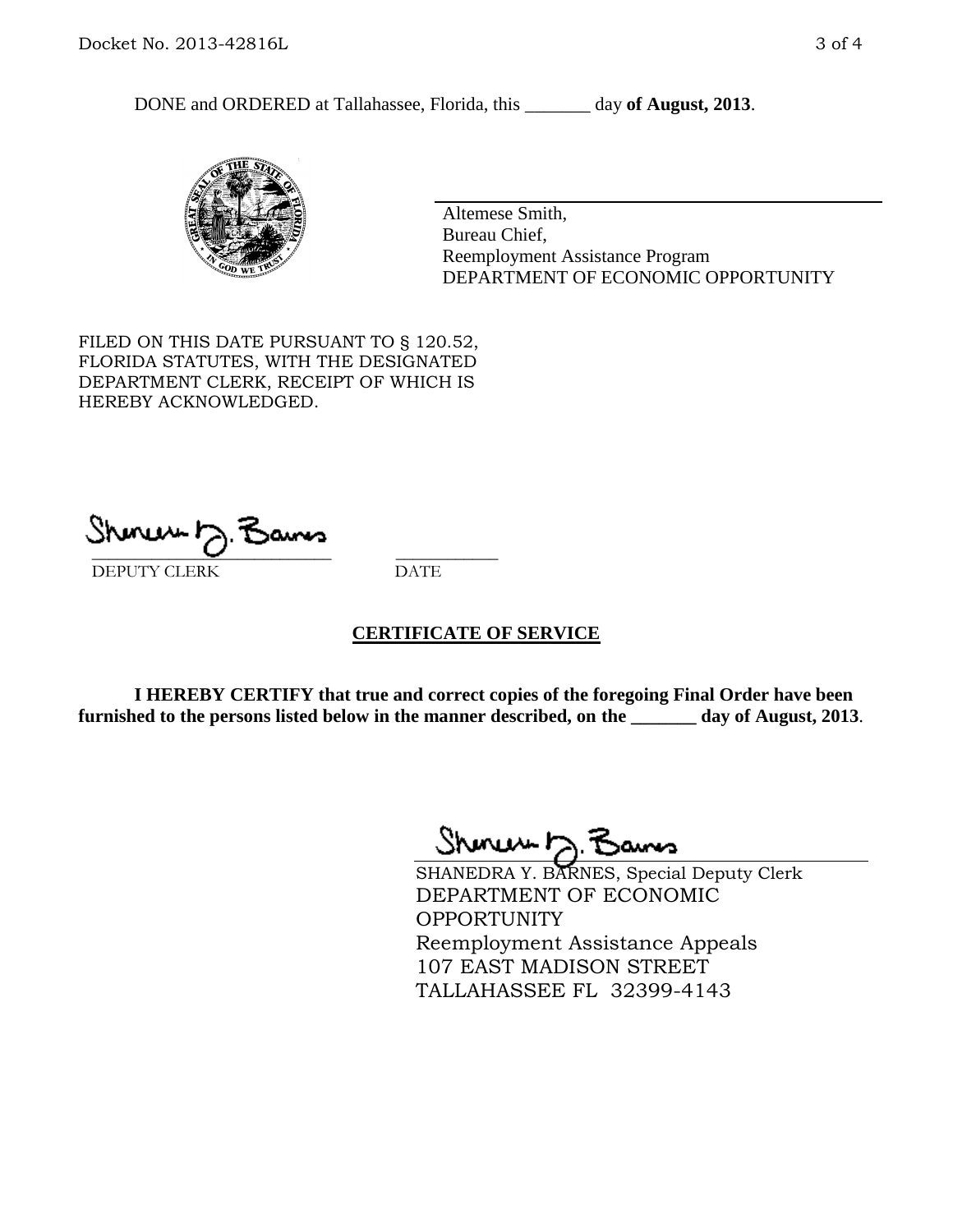DONE and ORDERED at Tallahassee, Florida, this _______ day **of August, 2013**.

Altemese Smith,
Bureau Chief,
Reemployment Assistance Program
DEPARTMENT OF ECONOMIC OPPORTUNITY

FILED ON THIS DATE PURSUANT TO § 120.52, FLORIDA STATUTES, WITH THE DESIGNATED DEPARTMENT CLERK, RECEIPT OF WHICH IS HEREBY ACKNOWLEDGED.

___________________________ ___________
DEPUTY CLERK DATE

**CERTIFICATE OF SERVICE**

**I HEREBY CERTIFY that true and correct copies of the foregoing Final Order have been furnished to the persons listed below in the manner described, on the _______ day of August, 2013**.

SHANEDRA Y. BARNES, Special Deputy Clerk
DEPARTMENT OF ECONOMIC OPPORTUNITY
Reemployment Assistance Appeals
107 EAST MADISON STREET
TALLAHASSEE FL 32399-4143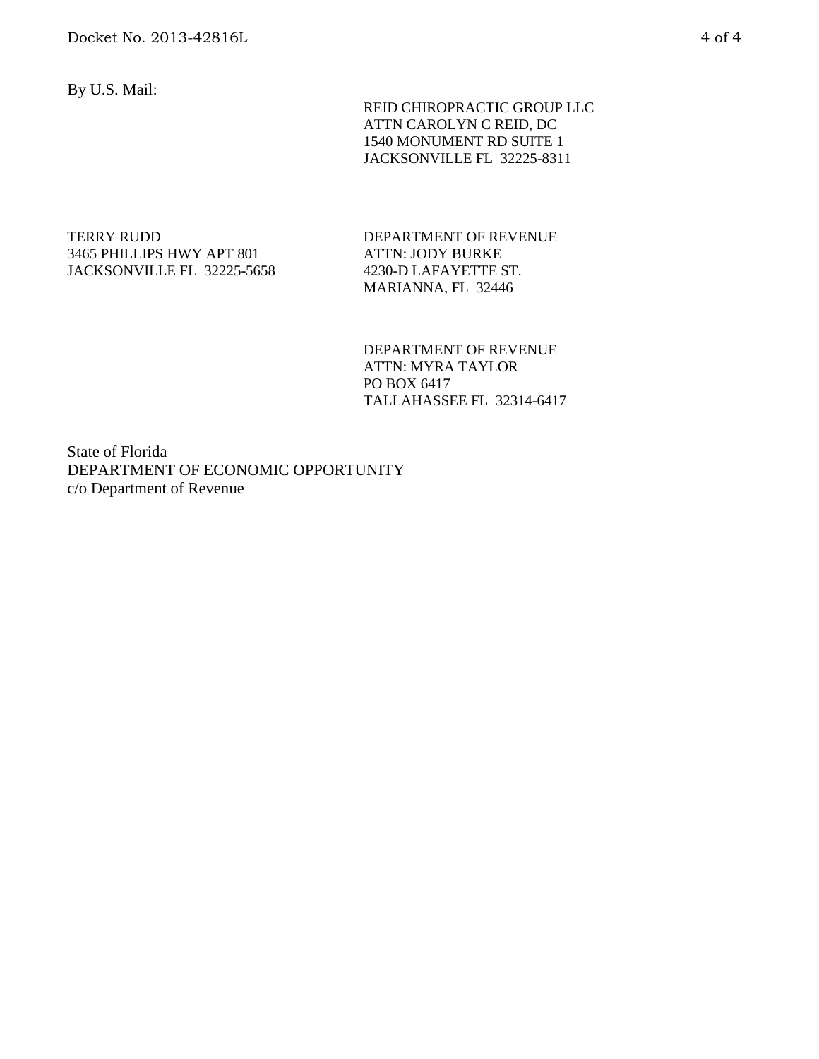By U.S. Mail:

REID CHIROPRACTIC GROUP LLC
ATTN CAROLYN C REID, DC
1540 MONUMENT RD SUITE 1
JACKSONVILLE FL 32225-8311

TERRY RUDD
3465 PHILLIPS HWY APT 801
JACKSONVILLE FL 32225-5658

DEPARTMENT OF REVENUE
ATTN: JODY BURKE
4230-D LAFAYETTE ST.
MARIANNA, FL 32446

DEPARTMENT OF REVENUE
ATTN: MYRA TAYLOR
PO BOX 6417
TALLAHASSEE FL 32314-6417

State of Florida
DEPARTMENT OF ECONOMIC OPPORTUNITY
c/o Department of Revenue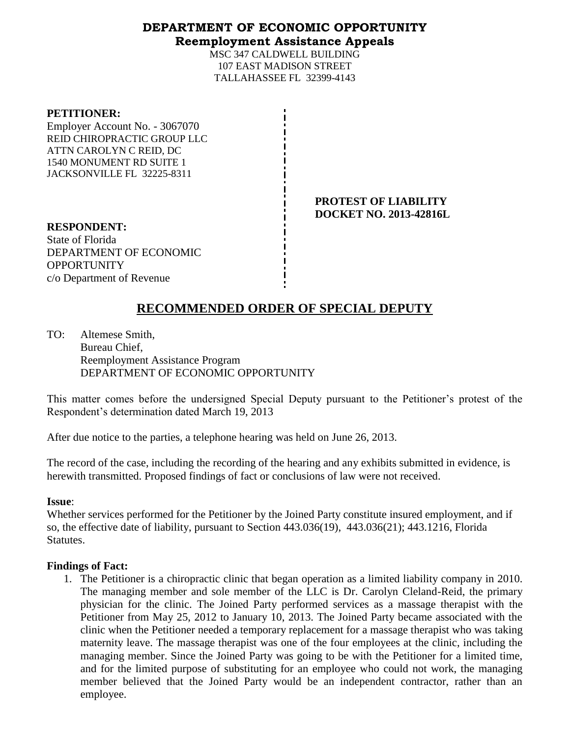# DEPARTMENT OF ECONOMIC OPPORTUNITY
## Reemployment Assistance Appeals

MSC 347 CALDWELL BUILDING
107 EAST MADISON STREET
TALLAHASSEE FL 32399-4143

**PETITIONER:**
Employer Account No. - 3067070
REID CHIROPRACTIC GROUP LLC
ATTN CAROLYN C REID, DC
1540 MONUMENT RD SUITE 1
JACKSONVILLE FL 32225-8311

**PROTEST OF LIABILITY**
**DOCKET NO. 2013-42816L**

**RESPONDENT:**
State of Florida
DEPARTMENT OF ECONOMIC OPPORTUNITY
c/o Department of Revenue

## RECOMMENDED ORDER OF SPECIAL DEPUTY

TO: Altemese Smith,
Bureau Chief,
Reemployment Assistance Program
DEPARTMENT OF ECONOMIC OPPORTUNITY

This matter comes before the undersigned Special Deputy pursuant to the Petitioner's protest of the Respondent's determination dated March 19, 2013

After due notice to the parties, a telephone hearing was held on June 26, 2013.

The record of the case, including the recording of the hearing and any exhibits submitted in evidence, is herewith transmitted. Proposed findings of fact or conclusions of law were not received.

**Issue**:
Whether services performed for the Petitioner by the Joined Party constitute insured employment, and if so, the effective date of liability, pursuant to Section 443.036(19), 443.036(21); 443.1216, Florida Statutes.

**Findings of Fact:**

1. The Petitioner is a chiropractic clinic that began operation as a limited liability company in 2010. The managing member and sole member of the LLC is Dr. Carolyn Cleland-Reid, the primary physician for the clinic. The Joined Party performed services as a massage therapist with the Petitioner from May 25, 2012 to January 10, 2013. The Joined Party became associated with the clinic when the Petitioner needed a temporary replacement for a massage therapist who was taking maternity leave. The massage therapist was one of the four employees at the clinic, including the managing member. Since the Joined Party was going to be with the Petitioner for a limited time, and for the limited purpose of substituting for an employee who could not work, the managing member believed that the Joined Party would be an independent contractor, rather than an employee.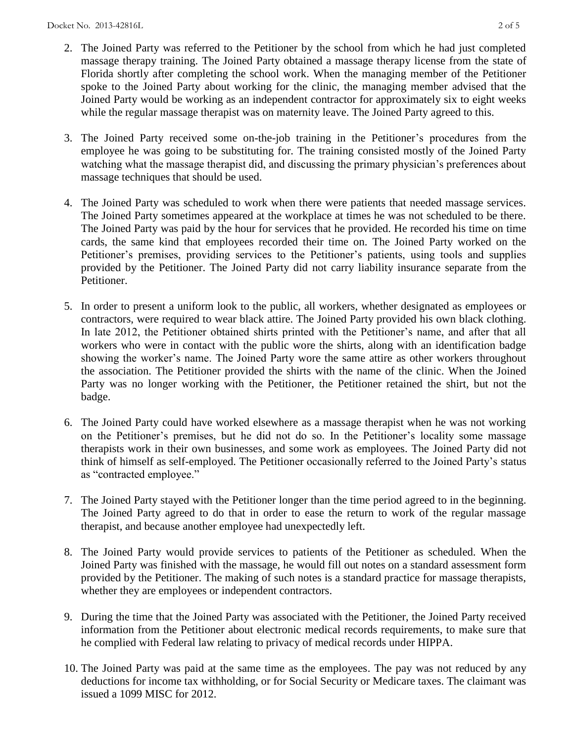2. The Joined Party was referred to the Petitioner by the school from which he had just completed massage therapy training. The Joined Party obtained a massage therapy license from the state of Florida shortly after completing the school work. When the managing member of the Petitioner spoke to the Joined Party about working for the clinic, the managing member advised that the Joined Party would be working as an independent contractor for approximately six to eight weeks while the regular massage therapist was on maternity leave. The Joined Party agreed to this.

3. The Joined Party received some on-the-job training in the Petitioner's procedures from the employee he was going to be substituting for. The training consisted mostly of the Joined Party watching what the massage therapist did, and discussing the primary physician's preferences about massage techniques that should be used.

4. The Joined Party was scheduled to work when there were patients that needed massage services. The Joined Party sometimes appeared at the workplace at times he was not scheduled to be there. The Joined Party was paid by the hour for services that he provided. He recorded his time on time cards, the same kind that employees recorded their time on. The Joined Party worked on the Petitioner's premises, providing services to the Petitioner's patients, using tools and supplies provided by the Petitioner. The Joined Party did not carry liability insurance separate from the Petitioner.

5. In order to present a uniform look to the public, all workers, whether designated as employees or contractors, were required to wear black attire. The Joined Party provided his own black clothing. In late 2012, the Petitioner obtained shirts printed with the Petitioner's name, and after that all workers who were in contact with the public wore the shirts, along with an identification badge showing the worker's name. The Joined Party wore the same attire as other workers throughout the association. The Petitioner provided the shirts with the name of the clinic. When the Joined Party was no longer working with the Petitioner, the Petitioner retained the shirt, but not the badge.

6. The Joined Party could have worked elsewhere as a massage therapist when he was not working on the Petitioner's premises, but he did not do so. In the Petitioner's locality some massage therapists work in their own businesses, and some work as employees. The Joined Party did not think of himself as self-employed. The Petitioner occasionally referred to the Joined Party's status as "contracted employee."

7. The Joined Party stayed with the Petitioner longer than the time period agreed to in the beginning. The Joined Party agreed to do that in order to ease the return to work of the regular massage therapist, and because another employee had unexpectedly left.

8. The Joined Party would provide services to patients of the Petitioner as scheduled. When the Joined Party was finished with the massage, he would fill out notes on a standard assessment form provided by the Petitioner. The making of such notes is a standard practice for massage therapists, whether they are employees or independent contractors.

9. During the time that the Joined Party was associated with the Petitioner, the Joined Party received information from the Petitioner about electronic medical records requirements, to make sure that he complied with Federal law relating to privacy of medical records under HIPPA.

10. The Joined Party was paid at the same time as the employees. The pay was not reduced by any deductions for income tax withholding, or for Social Security or Medicare taxes. The claimant was issued a 1099 MISC for 2012.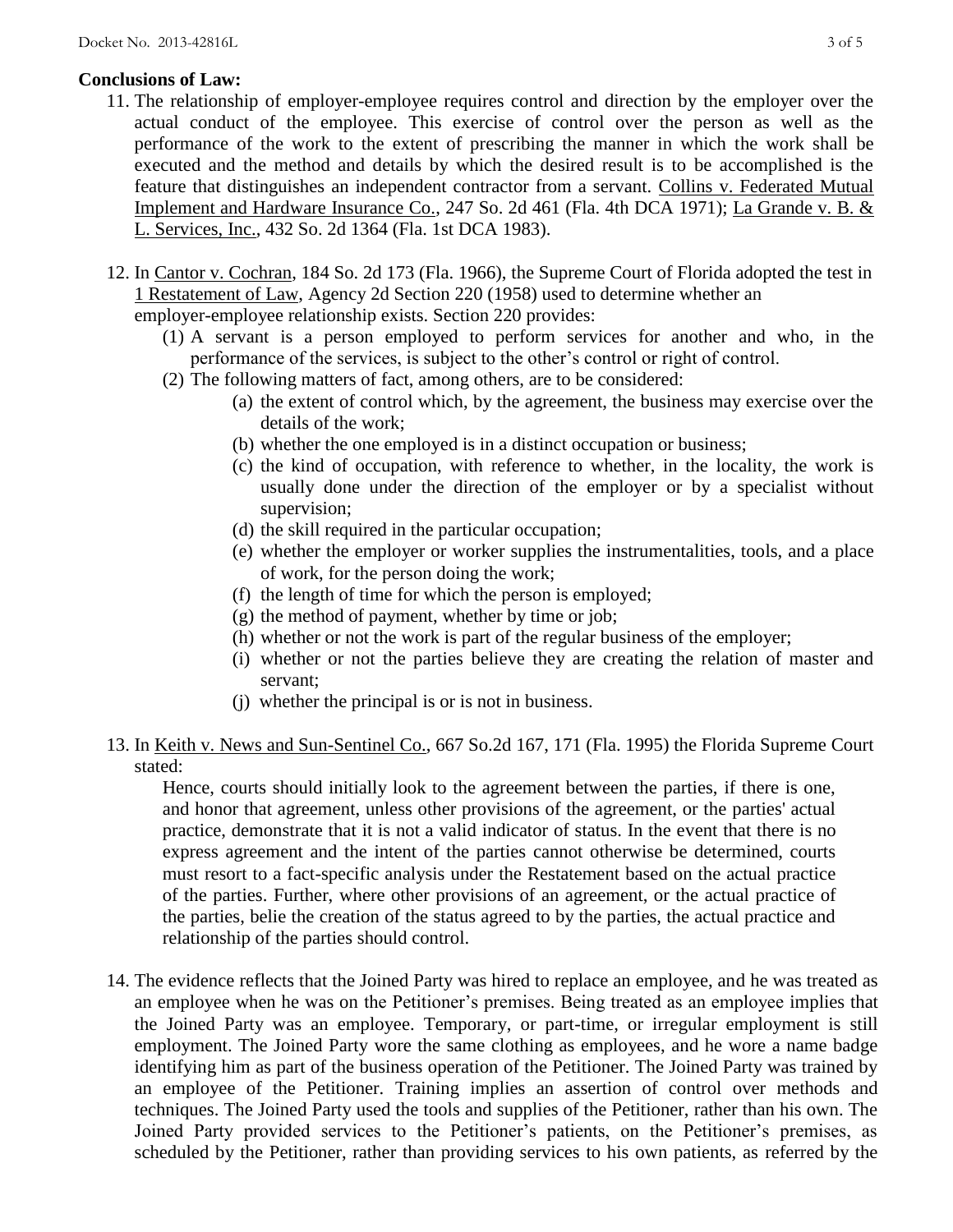**Conclusions of Law:**

11. The relationship of employer-employee requires control and direction by the employer over the actual conduct of the employee. This exercise of control over the person as well as the performance of the work to the extent of prescribing the manner in which the work shall be executed and the method and details by which the desired result is to be accomplished is the feature that distinguishes an independent contractor from a servant. Collins v. Federated Mutual Implement and Hardware Insurance Co., 247 So. 2d 461 (Fla. 4th DCA 1971); La Grande v. B. & L. Services, Inc., 432 So. 2d 1364 (Fla. 1st DCA 1983).

12. In Cantor v. Cochran, 184 So. 2d 173 (Fla. 1966), the Supreme Court of Florida adopted the test in 1 Restatement of Law, Agency 2d Section 220 (1958) used to determine whether an employer-employee relationship exists. Section 220 provides:
    (1) A servant is a person employed to perform services for another and who, in the performance of the services, is subject to the other's control or right of control.
    (2) The following matters of fact, among others, are to be considered:
        (a) the extent of control which, by the agreement, the business may exercise over the details of the work;
        (b) whether the one employed is in a distinct occupation or business;
        (c) the kind of occupation, with reference to whether, in the locality, the work is usually done under the direction of the employer or by a specialist without supervision;
        (d) the skill required in the particular occupation;
        (e) whether the employer or worker supplies the instrumentalities, tools, and a place of work, for the person doing the work;
        (f) the length of time for which the person is employed;
        (g) the method of payment, whether by time or job;
        (h) whether or not the work is part of the regular business of the employer;
        (i) whether or not the parties believe they are creating the relation of master and servant;
        (j) whether the principal is or is not in business.

13. In Keith v. News and Sun-Sentinel Co., 667 So.2d 167, 171 (Fla. 1995) the Florida Supreme Court stated:

    Hence, courts should initially look to the agreement between the parties, if there is one, and honor that agreement, unless other provisions of the agreement, or the parties' actual practice, demonstrate that it is not a valid indicator of status. In the event that there is no express agreement and the intent of the parties cannot otherwise be determined, courts must resort to a fact-specific analysis under the Restatement based on the actual practice of the parties. Further, where other provisions of an agreement, or the actual practice of the parties, belie the creation of the status agreed to by the parties, the actual practice and relationship of the parties should control.

14. The evidence reflects that the Joined Party was hired to replace an employee, and he was treated as an employee when he was on the Petitioner's premises. Being treated as an employee implies that the Joined Party was an employee. Temporary, or part-time, or irregular employment is still employment. The Joined Party wore the same clothing as employees, and he wore a name badge identifying him as part of the business operation of the Petitioner. The Joined Party was trained by an employee of the Petitioner. Training implies an assertion of control over methods and techniques. The Joined Party used the tools and supplies of the Petitioner, rather than his own. The Joined Party provided services to the Petitioner's patients, on the Petitioner's premises, as scheduled by the Petitioner, rather than providing services to his own patients, as referred by the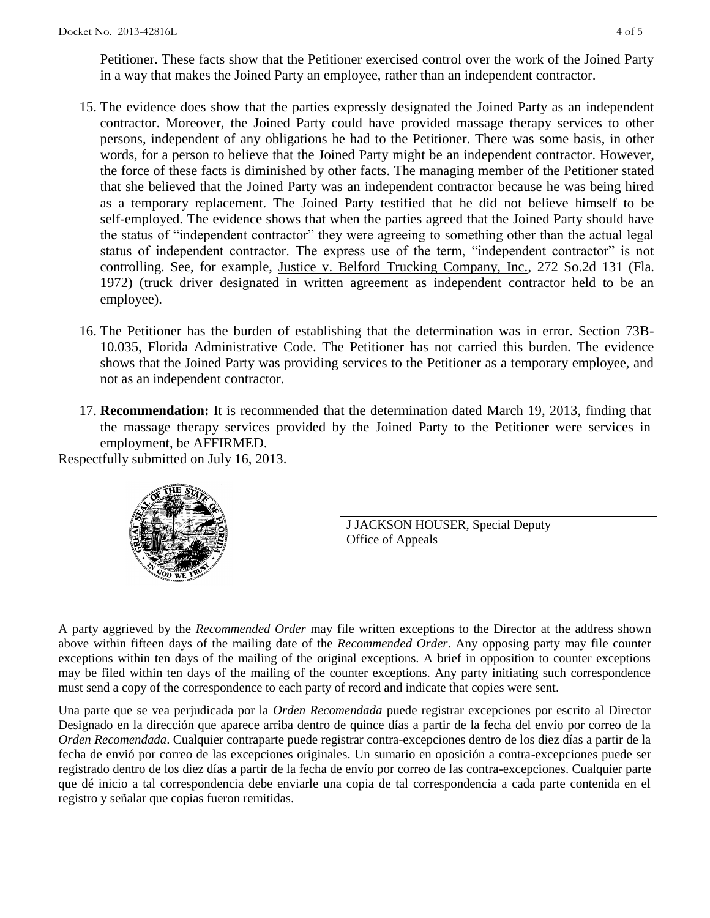Petitioner. These facts show that the Petitioner exercised control over the work of the Joined Party in a way that makes the Joined Party an employee, rather than an independent contractor.

15. The evidence does show that the parties expressly designated the Joined Party as an independent contractor. Moreover, the Joined Party could have provided massage therapy services to other persons, independent of any obligations he had to the Petitioner. There was some basis, in other words, for a person to believe that the Joined Party might be an independent contractor. However, the force of these facts is diminished by other facts. The managing member of the Petitioner stated that she believed that the Joined Party was an independent contractor because he was being hired as a temporary replacement. The Joined Party testified that he did not believe himself to be self-employed. The evidence shows that when the parties agreed that the Joined Party should have the status of "independent contractor" they were agreeing to something other than the actual legal status of independent contractor. The express use of the term, "independent contractor" is not controlling. See, for example, Justice v. Belford Trucking Company, Inc., 272 So.2d 131 (Fla. 1972) (truck driver designated in written agreement as independent contractor held to be an employee).

16. The Petitioner has the burden of establishing that the determination was in error. Section 73B-10.035, Florida Administrative Code. The Petitioner has not carried this burden. The evidence shows that the Joined Party was providing services to the Petitioner as a temporary employee, and not as an independent contractor.

17. **Recommendation:** It is recommended that the determination dated March 19, 2013, finding that the massage therapy services provided by the Joined Party to the Petitioner were services in employment, be AFFIRMED.

Respectfully submitted on July 16, 2013.

J JACKSON HOUSER, Special Deputy
Office of Appeals

A party aggrieved by the *Recommended Order* may file written exceptions to the Director at the address shown above within fifteen days of the mailing date of the *Recommended Order*. Any opposing party may file counter exceptions within ten days of the mailing of the original exceptions. A brief in opposition to counter exceptions may be filed within ten days of the mailing of the counter exceptions. Any party initiating such correspondence must send a copy of the correspondence to each party of record and indicate that copies were sent.

Una parte que se vea perjudicada por la *Orden Recomendada* puede registrar excepciones por escrito al Director Designado en la dirección que aparece arriba dentro de quince días a partir de la fecha del envío por correo de la *Orden Recomendada*. Cualquier contraparte puede registrar contra-excepciones dentro de los diez días a partir de la fecha de envió por correo de las excepciones originales. Un sumario en oposición a contra-excepciones puede ser registrado dentro de los diez días a partir de la fecha de envío por correo de las contra-excepciones. Cualquier parte que dé inicio a tal correspondencia debe enviarle una copia de tal correspondencia a cada parte contenida en el registro y señalar que copias fueron remitidas.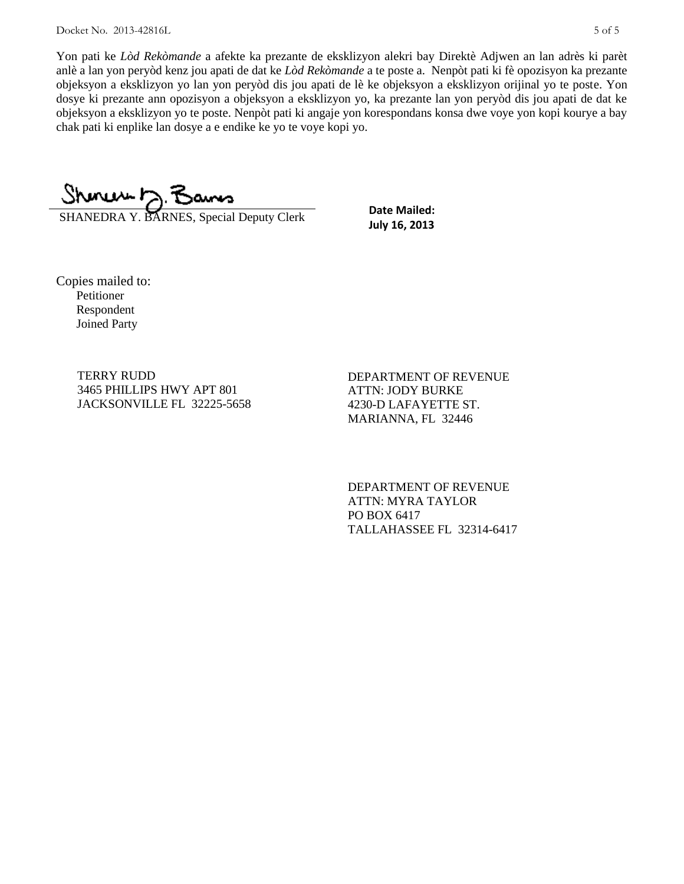Yon pati ke *Lòd Rekòmande* a afekte ka prezante de eksklizyon alekri bay Direktè Adjwen an lan adrès ki parèt anlè a lan yon peryòd kenz jou apati de dat ke *Lòd Rekòmande* a te poste a. Nenpòt pati ki fè opozisyon ka prezante objeksyon a eksklizyon yo lan yon peryòd dis jou apati de lè ke objeksyon a eksklizyon orijinal yo te poste. Yon dosye ki prezante ann opozisyon a objeksyon a eksklizyon yo, ka prezante lan yon peryòd dis jou apati de dat ke objeksyon a eksklizyon yo te poste. Nenpòt pati ki angaje yon korespondans konsa dwe voye yon kopi kourye a bay chak pati ki enplike lan dosye a e endike ke yo te voye kopi yo.

SHANEDRA Y. BARNES, Special Deputy Clerk

**Date Mailed:**
**July 16, 2013**

Copies mailed to:
Petitioner
Respondent
Joined Party

TERRY RUDD
3465 PHILLIPS HWY APT 801
JACKSONVILLE FL 32225-5658

DEPARTMENT OF REVENUE
ATTN: JODY BURKE
4230-D LAFAYETTE ST.
MARIANNA, FL 32446

DEPARTMENT OF REVENUE
ATTN: MYRA TAYLOR
PO BOX 6417
TALLAHASSEE FL 32314-6417